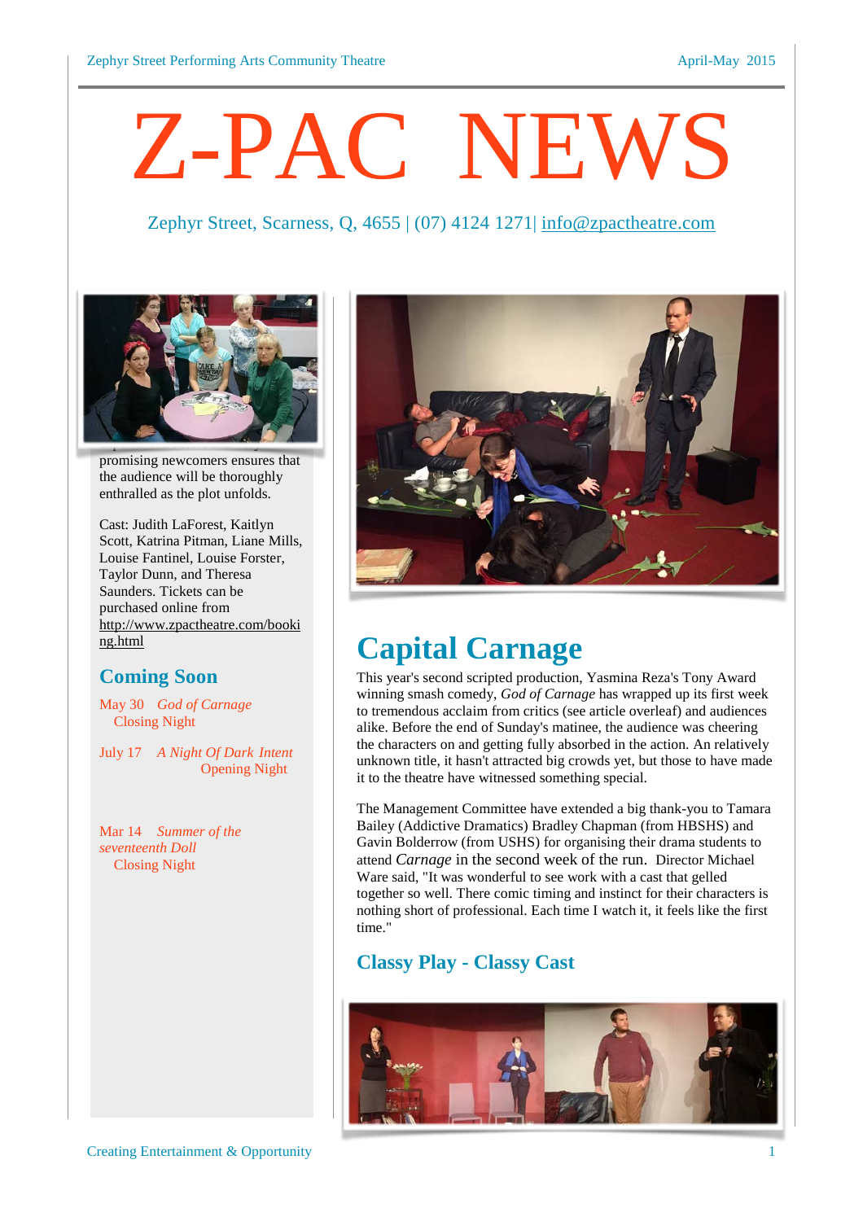# Z-PAC NEWS

Zephyr Street, Scarness, Q, 4655 | (07) 4124 1271| info@zpactheatre.com

promising newcomers ensures that the audience will be thoroughly enthralled as the plot unfolds.

Cast: Judith LaForest, Kaitlyn Scott, Katrina Pitman, Liane Mills, Louise Fantinel, Louise Forster, Taylor Dunn, and Theresa Saunders. Tickets can be purchased online from http://www.zpactheatre.com/booking.html

## Coming Soon

May 30 *God of Carnage* Closing Night

July 17 *A Night Of Dark Intent* Opening Night

Mar 14 *Summer of the seventeenth Doll* Closing Night

# Capital Carnage

This year's second scripted production, Yasmina Reza's Tony Award winning smash comedy, *God of Carnage* has wrapped up its first week to tremendous acclaim from critics (see article overleaf) and audiences alike. Before the end of Sunday's matinee, the audience was cheering the characters on and getting fully absorbed in the action. An relatively unknown title, it hasn't attracted big crowds yet, but those to have made it to the theatre have witnessed something special.

The Management Committee have extended a big thank-you to Tamara Bailey (Addictive Dramatics) Bradley Chapman (from HBSHS) and Gavin Bolderrow (from USHS) for organising their drama students to attend *Carnage* in the second week of the run. Director Michael Ware said, "It was wonderful to see work with a cast that gelled together so well. There comic timing and instinct for their characters is nothing short of professional. Each time I watch it, it feels like the first time."

## Classy Play - Classy Cast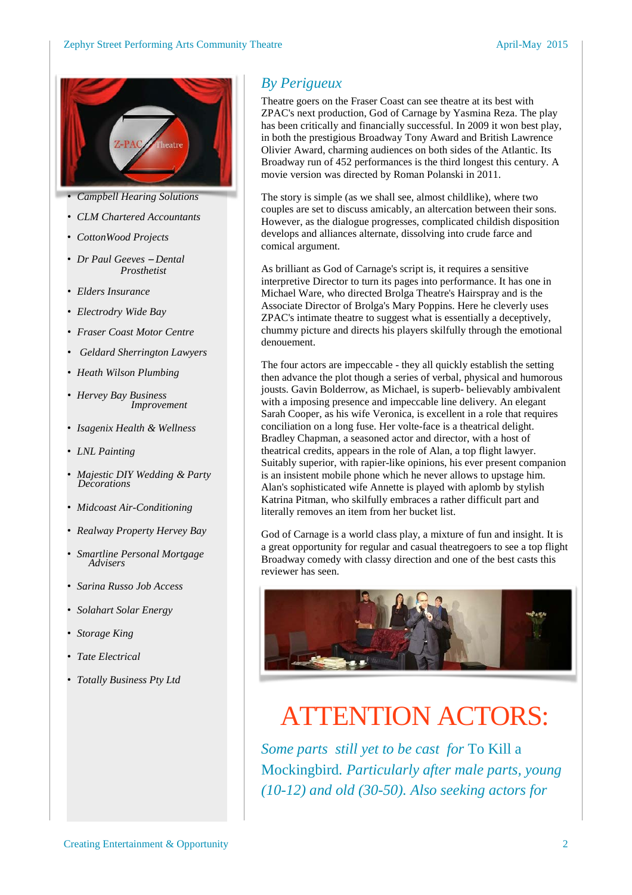- *Campbell Hearing Solutions*
- *CLM Chartered Accountants*
- *CottonWood Projects*
- *Dr Paul Geeves – Dental Prosthetist*
- *Elders Insurance*
- *Electrodry Wide Bay*
- *Fraser Coast Motor Centre*
- *Geldard Sherrington Lawyers*
- *Heath Wilson Plumbing*
- *Hervey Bay Business Improvement*
- *Isagenix Health & Wellness*
- *LNL Painting*
- *Majestic DIY Wedding & Party Decorations*
- *Midcoast Air-Conditioning*
- *Realway Property Hervey Bay*
- *Smartline Personal Mortgage Advisers*
- *Sarina Russo Job Access*
- *Solahart Solar Energy*
- *Storage King*
- *Tate Electrical*
- *Totally Business Pty Ltd*

## *By Perigueux*

Theatre goers on the Fraser Coast can see theatre at its best with ZPAC's next production, God of Carnage by Yasmina Reza. The play has been critically and financially successful. In 2009 it won best play, in both the prestigious Broadway Tony Award and British Lawrence Olivier Award, charming audiences on both sides of the Atlantic. Its Broadway run of 452 performances is the third longest this century. A movie version was directed by Roman Polanski in 2011.

The story is simple (as we shall see, almost childlike), where two couples are set to discuss amicably, an altercation between their sons. However, as the dialogue progresses, complicated childish disposition develops and alliances alternate, dissolving into crude farce and comical argument.

As brilliant as God of Carnage's script is, it requires a sensitive interpretive Director to turn its pages into performance. It has one in Michael Ware, who directed Brolga Theatre's Hairspray and is the Associate Director of Brolga's Mary Poppins. Here he cleverly uses ZPAC's intimate theatre to suggest what is essentially a deceptively, chummy picture and directs his players skilfully through the emotional denouement.

The four actors are impeccable - they all quickly establish the setting then advance the plot though a series of verbal, physical and humorous jousts. Gavin Bolderrow, as Michael, is superb- believably ambivalent with a imposing presence and impeccable line delivery. An elegant Sarah Cooper, as his wife Veronica, is excellent in a role that requires conciliation on a long fuse. Her volte-face is a theatrical delight. Bradley Chapman, a seasoned actor and director, with a host of theatrical credits, appears in the role of Alan, a top flight lawyer. Suitably superior, with rapier-like opinions, his ever present companion is an insistent mobile phone which he never allows to upstage him. Alan's sophisticated wife Annette is played with aplomb by stylish Katrina Pitman, who skilfully embraces a rather difficult part and literally removes an item from her bucket list.

God of Carnage is a world class play, a mixture of fun and insight. It is a great opportunity for regular and casual theatregoers to see a top flight Broadway comedy with classy direction and one of the best casts this reviewer has seen.

# ATTENTION ACTORS:

*Some parts still yet to be cast for* To Kill a Mockingbird. *Particularly after male parts, young (10-12) and old (30-50). Also seeking actors for*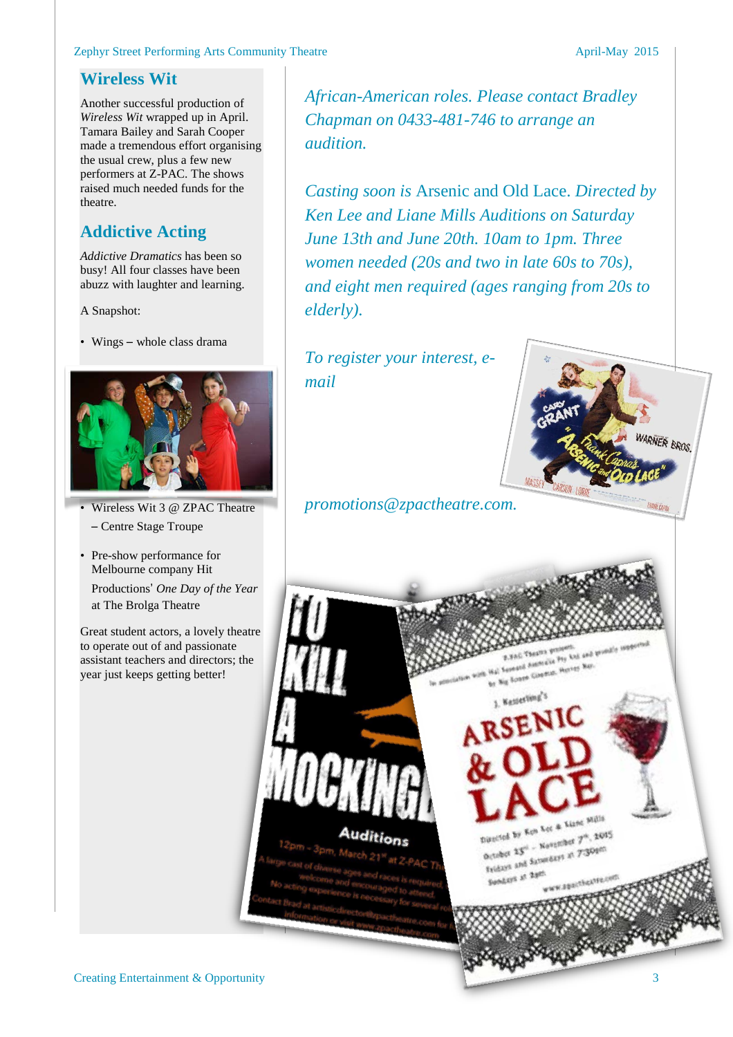## Wireless Wit

Another successful production of *Wireless Wit* wrapped up in April. Tamara Bailey and Sarah Cooper made a tremendous effort organising the usual crew, plus a few new performers at Z-PAC. The shows raised much needed funds for the theatre.

## Addictive Acting

*Addictive Dramatics* has been so busy! All four classes have been abuzz with laughter and learning.

A Snapshot:

- Wings – whole class drama
- Wireless Wit 3 @ ZPAC Theatre – Centre Stage Troupe
- Pre-show performance for Melbourne company Hit Productions' *One Day of the Year* at The Brolga Theatre

Great student actors, a lovely theatre to operate out of and passionate assistant teachers and directors; the year just keeps getting better!

*African-American roles. Please contact Bradley Chapman on 0433-481-746 to arrange an audition.*

*Casting soon is* Arsenic and Old Lace. *Directed by Ken Lee and Liane Mills Auditions on Saturday June 13th and June 20th. 10am to 1pm. Three women needed (20s and two in late 60s to 70s), and eight men required (ages ranging from 20s to elderly).*

*To register your interest, e-mail promotions@zpactheatre.com.*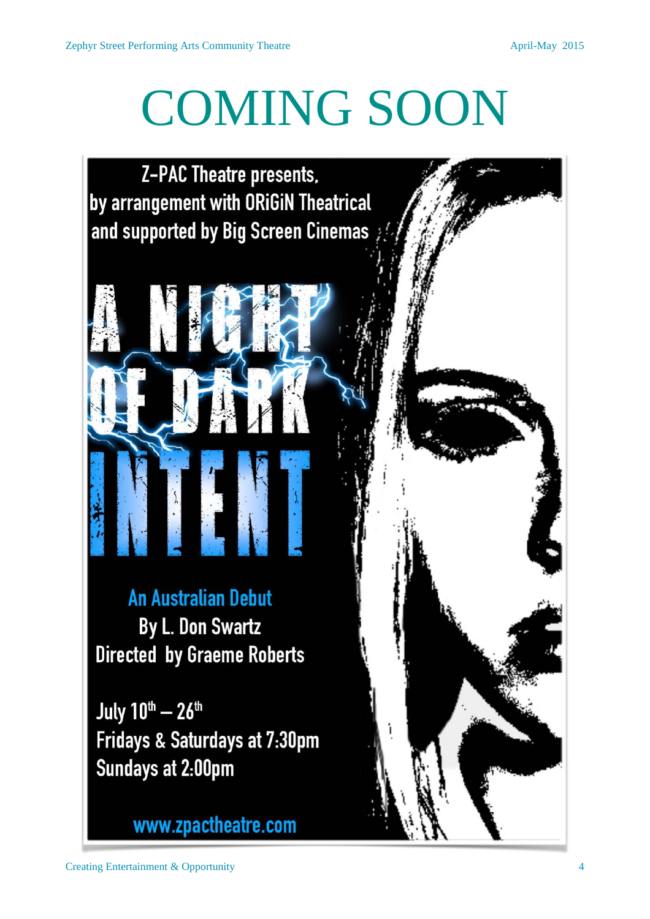# COMING SOON

Z-PAC Theatre presents,
by arrangement with ORiGiN Theatrical
and supported by Big Screen Cinemas

## A NIGHT OF DARK INTENT

An Australian Debut

By L. Don Swartz

Directed by Graeme Roberts

July 10th – 26th

Fridays & Saturdays at 7:30pm

Sundays at 2:00pm

www.zpactheatre.com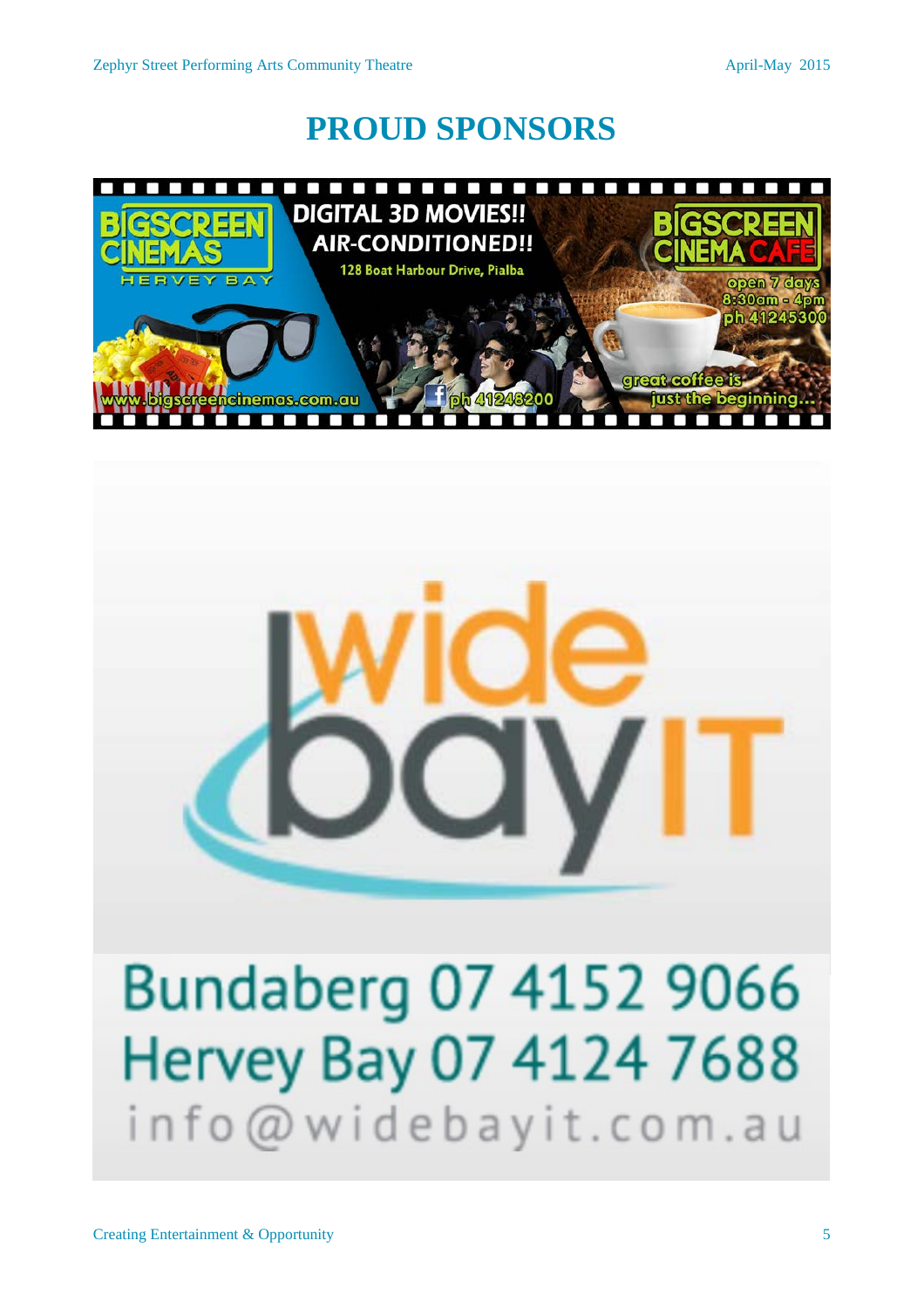# PROUD SPONSORS

BIGSCREEN CINEMAS
HERVEY BAY

DIGITAL 3D MOVIES!!
AIR-CONDITIONED!!
128 Boat Harbour Drive, Pialba

BIGSCREEN CINEMA CAFE
open 7 days
8:30am - 4pm
ph 41245300

www.bigscreencinemas.com.au
ph 41248200

great coffee is just the beginning...

wide bay IT

Bundaberg 07 4152 9066
Hervey Bay 07 4124 7688
info@widebayit.com.au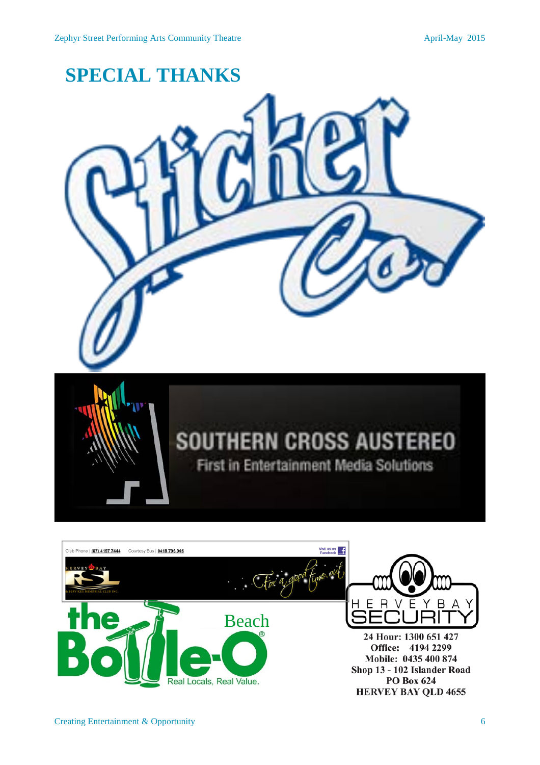# SPECIAL THANKS

Sticker Co.

SOUTHERN CROSS AUSTEREO

First in Entertainment Media Solutions

Club Phone | (07) 4197 7444 Courtesy Bus | 0418 798 995

Visit us on Facebook

HERVEY BAY RSL

For a good time out

the Bottle-O Beach

Real Locals, Real Value.

HERVEY BAY SECURITY

**24 Hour: 1300 651 427**
**Office: 4194 2299**
**Mobile: 0435 400 874**
**Shop 13 - 102 Islander Road**
**PO Box 624**
**HERVEY BAY QLD 4655**